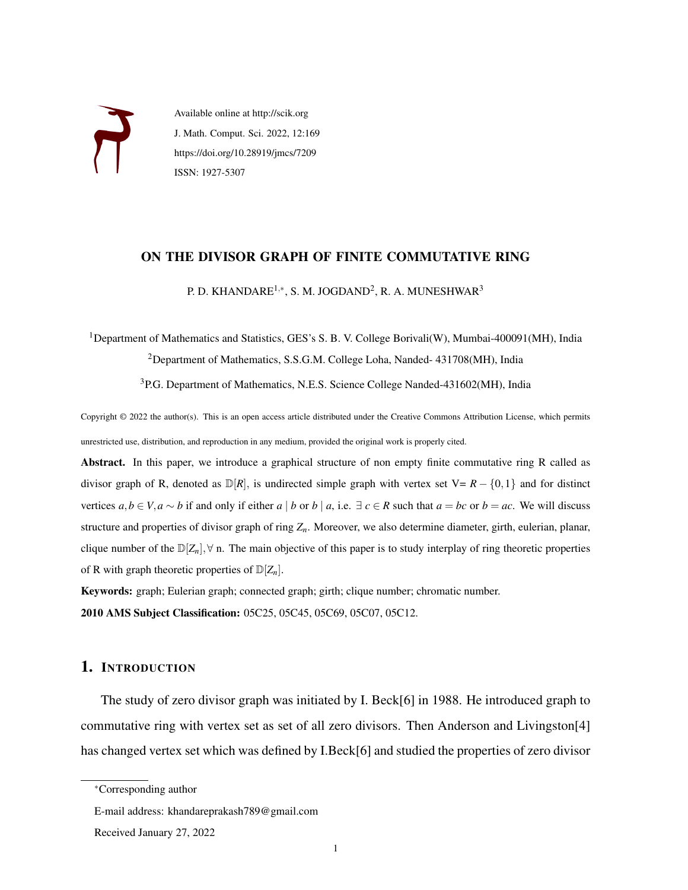Available online at http://scik.org

J. Math. Comput. Sci. 2022, 12:169

https://doi.org/10.28919/jmcs/7209

ISSN: 1927-5307

# ON THE DIVISOR GRAPH OF FINITE COMMUTATIVE RING

P. D. KHANDARE[1,*], S. M. JOGDAND[2], R. A. MUNESHWAR[3]

[1]Department of Mathematics and Statistics, GES's S. B. V. College Borivali(W), Mumbai-400091(MH), India

[2]Department of Mathematics, S.S.G.M. College Loha, Nanded- 431708(MH), India

[3]P.G. Department of Mathematics, N.E.S. Science College Nanded-431602(MH), India

Copyright © 2022 the author(s). This is an open access article distributed under the Creative Commons Attribution License, which permits unrestricted use, distribution, and reproduction in any medium, provided the original work is properly cited.

**Abstract.** In this paper, we introduce a graphical structure of non empty finite commutative ring R called as divisor graph of R, denoted as $\mathbb{D}[R]$, is undirected simple graph with vertex set V= $R-\{0,1\}$ and for distinct vertices $a,b \in V, a \sim b$ if and only if either $a \mid b$ or $b \mid a$, i.e. $\exists$ $c \in R$ such that $a = bc$ or $b = ac$. We will discuss structure and properties of divisor graph of ring $Z_n$. Moreover, we also determine diameter, girth, eulerian, planar, clique number of the $\mathbb{D}[Z_n], \forall$ n. The main objective of this paper is to study interplay of ring theoretic properties of R with graph theoretic properties of $\mathbb{D}[Z_n]$.

**Keywords:** graph; Eulerian graph; connected graph; girth; clique number; chromatic number.

**2010 AMS Subject Classification:** 05C25, 05C45, 05C69, 05C07, 05C12.

## 1. Introduction

The study of zero divisor graph was initiated by I. Beck[6] in 1988. He introduced graph to commutative ring with vertex set as set of all zero divisors. Then Anderson and Livingston[4] has changed vertex set which was defined by I.Beck[6] and studied the properties of zero divisor

*Corresponding author

E-mail address: khandareprakash789@gmail.com

Received January 27, 2022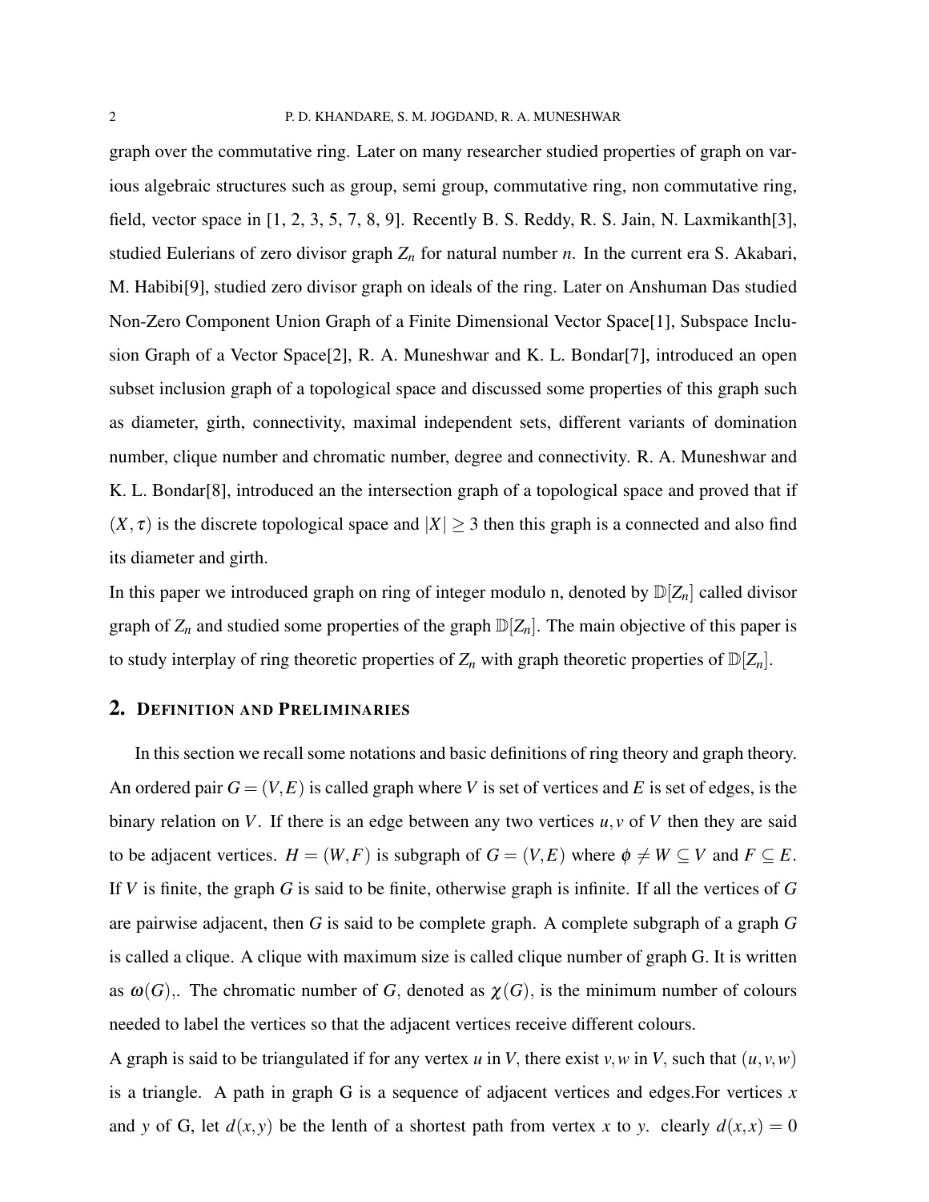graph over the commutative ring. Later on many researcher studied properties of graph on various algebraic structures such as group, semi group, commutative ring, non commutative ring, field, vector space in [1, 2, 3, 5, 7, 8, 9]. Recently B. S. Reddy, R. S. Jain, N. Laxmikanth[3], studied Eulerians of zero divisor graph $Z_n$ for natural number $n$. In the current era S. Akabari, M. Habibi[9], studied zero divisor graph on ideals of the ring. Later on Anshuman Das studied Non-Zero Component Union Graph of a Finite Dimensional Vector Space[1], Subspace Inclusion Graph of a Vector Space[2], R. A. Muneshwar and K. L. Bondar[7], introduced an open subset inclusion graph of a topological space and discussed some properties of this graph such as diameter, girth, connectivity, maximal independent sets, different variants of domination number, clique number and chromatic number, degree and connectivity. R. A. Muneshwar and K. L. Bondar[8], introduced an the intersection graph of a topological space and proved that if $(X,\tau)$ is the discrete topological space and $|X| \geq 3$ then this graph is a connected and also find its diameter and girth.

In this paper we introduced graph on ring of integer modulo n, denoted by $\mathbb{D}[Z_n]$ called divisor graph of $Z_n$ and studied some properties of the graph $\mathbb{D}[Z_n]$. The main objective of this paper is to study interplay of ring theoretic properties of $Z_n$ with graph theoretic properties of $\mathbb{D}[Z_n]$.

## 2. Definition and Preliminaries

In this section we recall some notations and basic definitions of ring theory and graph theory. An ordered pair $G = (V,E)$ is called graph where $V$ is set of vertices and $E$ is set of edges, is the binary relation on $V$. If there is an edge between any two vertices $u, v$ of $V$ then they are said to be adjacent vertices. $H = (W,F)$ is subgraph of $G = (V,E)$ where $\phi \neq W \subseteq V$ and $F \subseteq E$. If $V$ is finite, the graph $G$ is said to be finite, otherwise graph is infinite. If all the vertices of $G$ are pairwise adjacent, then $G$ is said to be complete graph. A complete subgraph of a graph $G$ is called a clique. A clique with maximum size is called clique number of graph G. It is written as $\omega(G)$,. The chromatic number of $G$, denoted as $\chi(G)$, is the minimum number of colours needed to label the vertices so that the adjacent vertices receive different colours.

A graph is said to be triangulated if for any vertex $u$ in $V$, there exist $v, w$ in $V$, such that $(u, v, w)$ is a triangle. A path in graph G is a sequence of adjacent vertices and edges.For vertices $x$ and $y$ of G, let $d(x,y)$ be the lenth of a shortest path from vertex $x$ to $y$. clearly $d(x,x) = 0$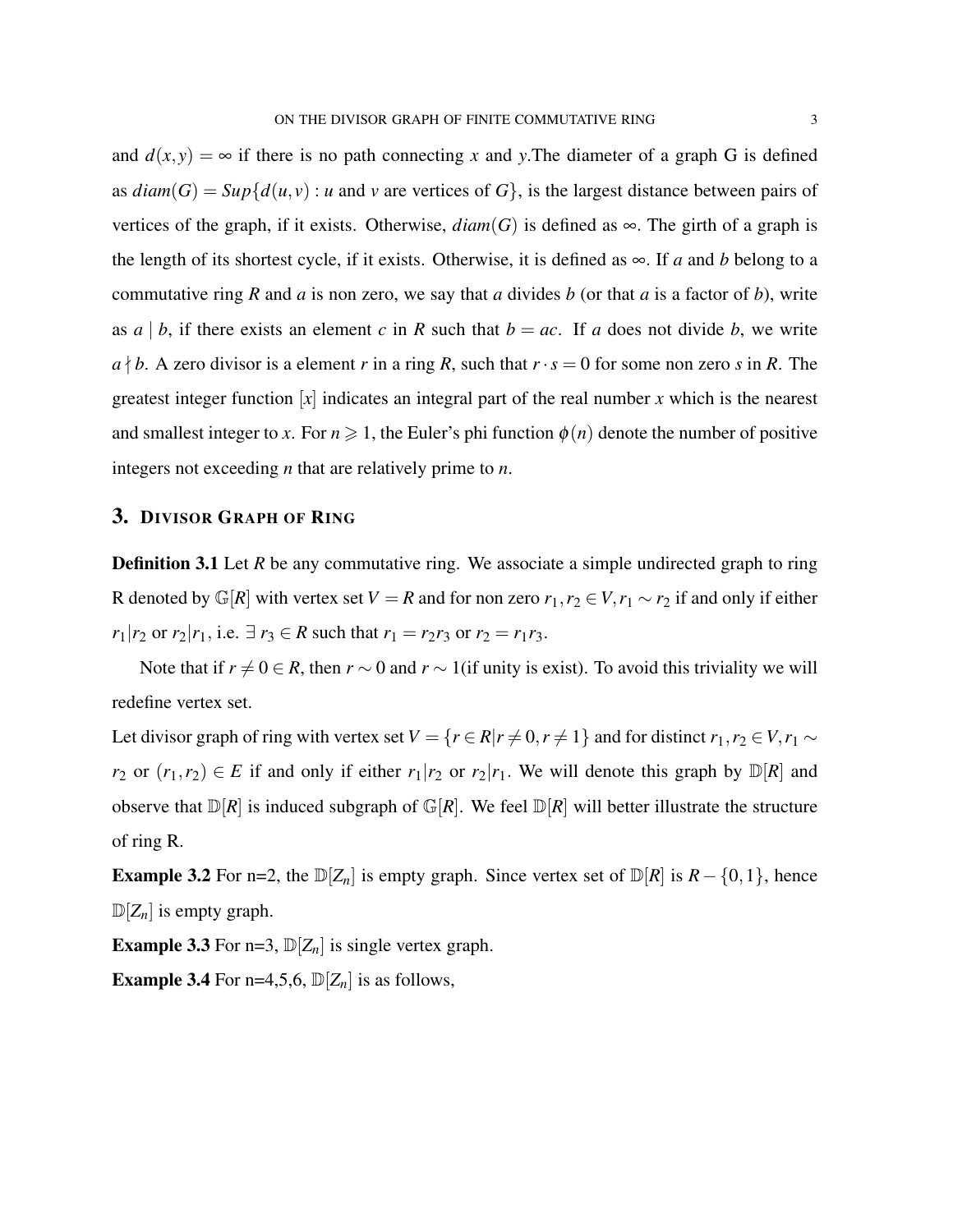and $d(x,y) = \infty$ if there is no path connecting $x$ and $y$.The diameter of a graph G is defined as $diam(G) = Sup\{d(u,v) : u$ and $v$ are vertices of $G\}$, is the largest distance between pairs of vertices of the graph, if it exists. Otherwise, $diam(G)$ is defined as $\infty$. The girth of a graph is the length of its shortest cycle, if it exists. Otherwise, it is defined as $\infty$. If $a$ and $b$ belong to a commutative ring $R$ and $a$ is non zero, we say that $a$ divides $b$ (or that $a$ is a factor of $b$), write as $a \mid b$, if there exists an element $c$ in $R$ such that $b = ac$. If $a$ does not divide $b$, we write $a \nmid b$. A zero divisor is a element $r$ in a ring $R$, such that $r \cdot s = 0$ for some non zero $s$ in $R$. The greatest integer function $[x]$ indicates an integral part of the real number $x$ which is the nearest and smallest integer to $x$. For $n \geqslant 1$, the Euler's phi function $\phi(n)$ denote the number of positive integers not exceeding $n$ that are relatively prime to $n$.

## 3. Divisor Graph of Ring

**Definition 3.1** Let $R$ be any commutative ring. We associate a simple undirected graph to ring R denoted by $\mathbb{G}[R]$ with vertex set $V = R$ and for non zero $r_1, r_2 \in V, r_1 \sim r_2$ if and only if either $r_1 | r_2$ or $r_2 | r_1$, i.e. $\exists\, r_3 \in R$ such that $r_1 = r_2 r_3$ or $r_2 = r_1 r_3$.

Note that if $r \neq 0 \in R$, then $r \sim 0$ and $r \sim 1$(if unity is exist). To avoid this triviality we will redefine vertex set.

Let divisor graph of ring with vertex set $V = \{r \in R | r \neq 0, r \neq 1\}$ and for distinct $r_1, r_2 \in V, r_1 \sim r_2$ or $(r_1, r_2) \in E$ if and only if either $r_1 | r_2$ or $r_2 | r_1$. We will denote this graph by $\mathbb{D}[R]$ and observe that $\mathbb{D}[R]$ is induced subgraph of $\mathbb{G}[R]$. We feel $\mathbb{D}[R]$ will better illustrate the structure of ring R.

**Example 3.2** For n=2, the $\mathbb{D}[Z_n]$ is empty graph. Since vertex set of $\mathbb{D}[R]$ is $R - \{0,1\}$, hence $\mathbb{D}[Z_n]$ is empty graph.

**Example 3.3** For n=3, $\mathbb{D}[Z_n]$ is single vertex graph.

**Example 3.4** For n=4,5,6, $\mathbb{D}[Z_n]$ is as follows,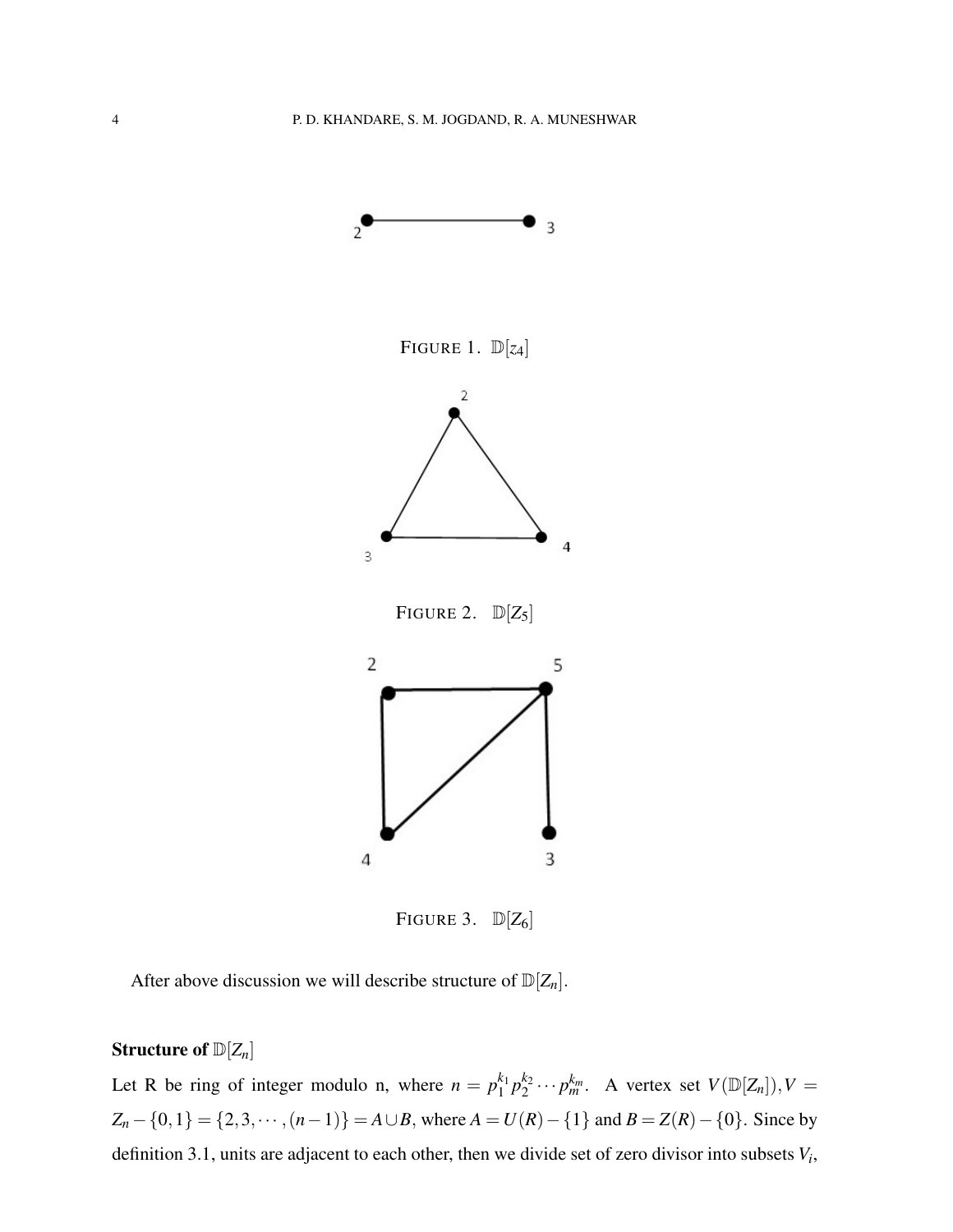FIGURE 1. $\mathbb{D}[z_4]$

FIGURE 2. $\mathbb{D}[Z_5]$

FIGURE 3. $\mathbb{D}[Z_6]$

After above discussion we will describe structure of $\mathbb{D}[Z_n]$.

**Structure of $\mathbb{D}[Z_n]$**

Let R be ring of integer modulo n, where $n = p_1^{k_1} p_2^{k_2} \cdots p_m^{k_m}$. A vertex set $V(\mathbb{D}[Z_n]), V = Z_n - \{0,1\} = \{2,3,\cdots,(n-1)\} = A \cup B$, where $A = U(R) - \{1\}$ and $B = Z(R) - \{0\}$. Since by definition 3.1, units are adjacent to each other, then we divide set of zero divisor into subsets $V_i$,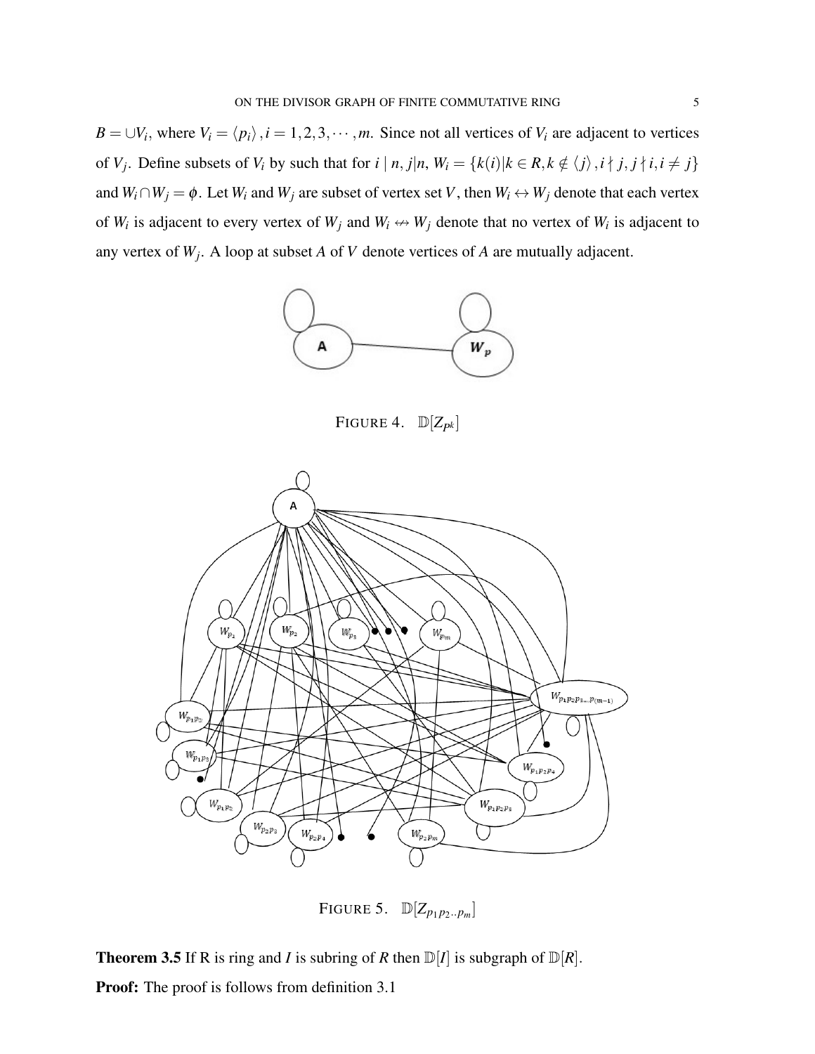$B = \cup V_i$, where $V_i = \langle p_i \rangle, i = 1, 2, 3, \cdots, m$. Since not all vertices of $V_i$ are adjacent to vertices of $V_j$. Define subsets of $V_i$ by such that for $i \mid n, j|n$, $W_i = \{k(i)|k \in R, k \notin \langle j \rangle, i \nmid j, j \nmid i, i \neq j\}$ and $W_i \cap W_j = \phi$. Let $W_i$ and $W_j$ are subset of vertex set $V$, then $W_i \leftrightarrow W_j$ denote that each vertex of $W_i$ is adjacent to every vertex of $W_j$ and $W_i \not\leftrightarrow W_j$ denote that no vertex of $W_i$ is adjacent to any vertex of $W_j$. A loop at subset $A$ of $V$ denote vertices of $A$ are mutually adjacent.

FIGURE 4. $\mathbb{D}[Z_{p^k}]$

FIGURE 5. $\mathbb{D}[Z_{p_1 p_2 .. p_m}]$

**Theorem 3.5** If R is ring and $I$ is subring of $R$ then $\mathbb{D}[I]$ is subgraph of $\mathbb{D}[R]$.

**Proof:** The proof is follows from definition 3.1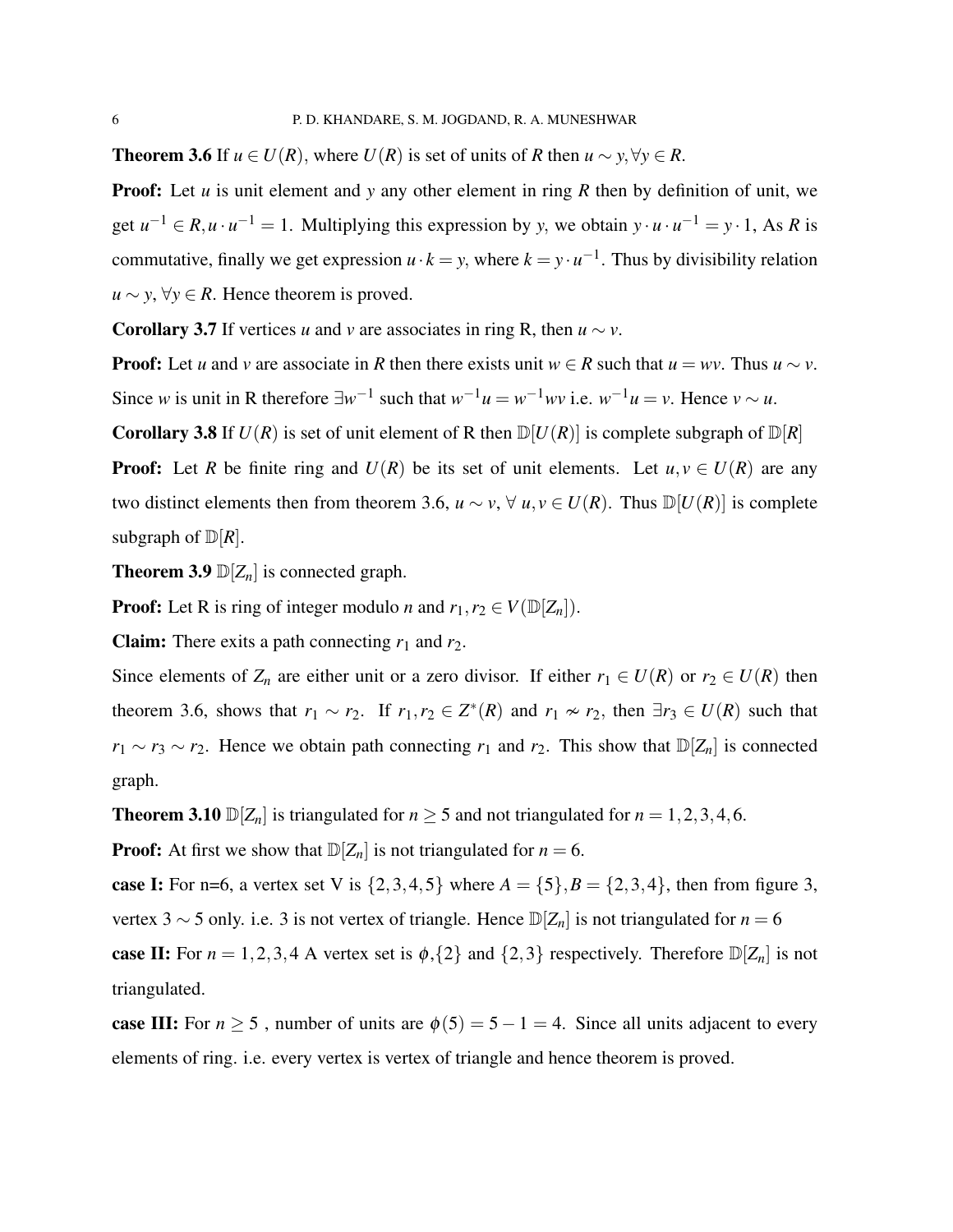**Theorem 3.6** If $u \in U(R)$, where $U(R)$ is set of units of $R$ then $u \sim y, \forall y \in R$.

**Proof:** Let $u$ is unit element and $y$ any other element in ring $R$ then by definition of unit, we get $u^{-1} \in R, u \cdot u^{-1} = 1$. Multiplying this expression by $y$, we obtain $y \cdot u \cdot u^{-1} = y \cdot 1$, As $R$ is commutative, finally we get expression $u \cdot k = y$, where $k = y \cdot u^{-1}$. Thus by divisibility relation $u \sim y$, $\forall y \in R$. Hence theorem is proved.

**Corollary 3.7** If vertices $u$ and $v$ are associates in ring R, then $u \sim v$.

**Proof:** Let $u$ and $v$ are associate in $R$ then there exists unit $w \in R$ such that $u = wv$. Thus $u \sim v$. Since $w$ is unit in R therefore $\exists w^{-1}$ such that $w^{-1}u = w^{-1}wv$ i.e. $w^{-1}u = v$. Hence $v \sim u$.

**Corollary 3.8** If $U(R)$ is set of unit element of R then $\mathbb{D}[U(R)]$ is complete subgraph of $\mathbb{D}[R]$

**Proof:** Let $R$ be finite ring and $U(R)$ be its set of unit elements. Let $u, v \in U(R)$ are any two distinct elements then from theorem 3.6, $u \sim v$, $\forall\, u, v \in U(R)$. Thus $\mathbb{D}[U(R)]$ is complete subgraph of $\mathbb{D}[R]$.

**Theorem 3.9** $\mathbb{D}[Z_n]$ is connected graph.

**Proof:** Let R is ring of integer modulo $n$ and $r_1, r_2 \in V(\mathbb{D}[Z_n])$.

**Claim:** There exits a path connecting $r_1$ and $r_2$.

Since elements of $Z_n$ are either unit or a zero divisor. If either $r_1 \in U(R)$ or $r_2 \in U(R)$ then theorem 3.6, shows that $r_1 \sim r_2$. If $r_1, r_2 \in Z^*(R)$ and $r_1 \nsim r_2$, then $\exists r_3 \in U(R)$ such that $r_1 \sim r_3 \sim r_2$. Hence we obtain path connecting $r_1$ and $r_2$. This show that $\mathbb{D}[Z_n]$ is connected graph.

**Theorem 3.10** $\mathbb{D}[Z_n]$ is triangulated for $n \geq 5$ and not triangulated for $n = 1, 2, 3, 4, 6$.

**Proof:** At first we show that $\mathbb{D}[Z_n]$ is not triangulated for $n = 6$.

**case I:** For n=6, a vertex set V is $\{2, 3, 4, 5\}$ where $A = \{5\}, B = \{2, 3, 4\}$, then from figure 3, vertex $3 \sim 5$ only. i.e. 3 is not vertex of triangle. Hence $\mathbb{D}[Z_n]$ is not triangulated for $n = 6$

**case II:** For $n = 1, 2, 3, 4$ A vertex set is $\phi$,$\{2\}$ and $\{2, 3\}$ respectively. Therefore $\mathbb{D}[Z_n]$ is not triangulated.

**case III:** For $n \geq 5$ , number of units are $\phi(5) = 5 - 1 = 4$. Since all units adjacent to every elements of ring. i.e. every vertex is vertex of triangle and hence theorem is proved.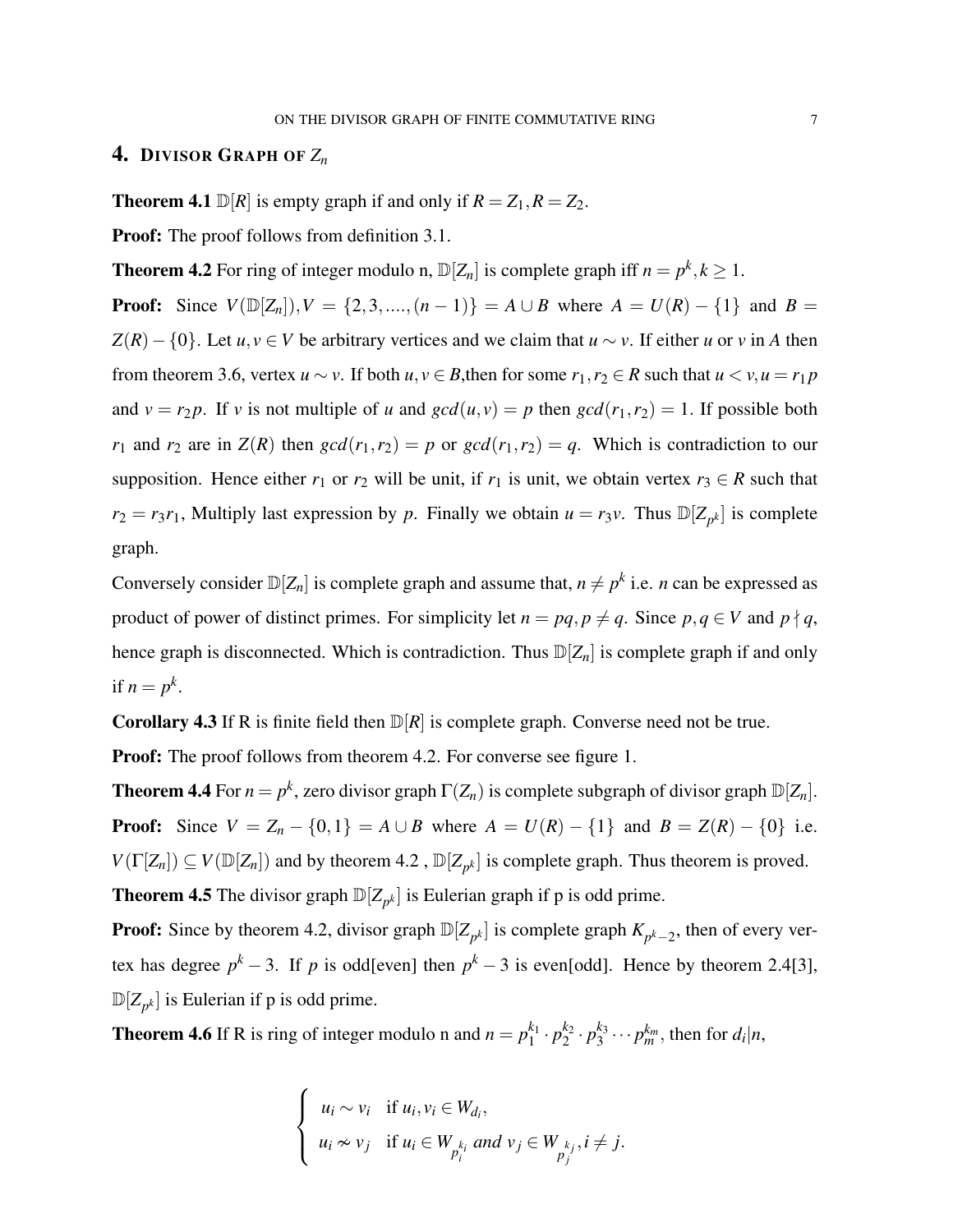## 4. DIVISOR GRAPH OF $Z_n$

**Theorem 4.1** $\mathbb{D}[R]$ is empty graph if and only if $R = Z_1, R = Z_2$.

**Proof:** The proof follows from definition 3.1.

**Theorem 4.2** For ring of integer modulo n, $\mathbb{D}[Z_n]$ is complete graph iff $n = p^k, k \geq 1$.

**Proof:** Since $V(\mathbb{D}[Z_n]), V = \{2, 3, ...., (n-1)\} = A \cup B$ where $A = U(R) - \{1\}$ and $B = Z(R) - \{0\}$. Let $u, v \in V$ be arbitrary vertices and we claim that $u \sim v$. If either $u$ or $v$ in $A$ then from theorem 3.6, vertex $u \sim v$. If both $u, v \in B$,then for some $r_1, r_2 \in R$ such that $u < v, u = r_1 p$ and $v = r_2 p$. If $v$ is not multiple of $u$ and $gcd(u, v) = p$ then $gcd(r_1, r_2) = 1$. If possible both $r_1$ and $r_2$ are in $Z(R)$ then $gcd(r_1, r_2) = p$ or $gcd(r_1, r_2) = q$. Which is contradiction to our supposition. Hence either $r_1$ or $r_2$ will be unit, if $r_1$ is unit, we obtain vertex $r_3 \in R$ such that $r_2 = r_3 r_1$, Multiply last expression by $p$. Finally we obtain $u = r_3 v$. Thus $\mathbb{D}[Z_{p^k}]$ is complete graph.

Conversely consider $\mathbb{D}[Z_n]$ is complete graph and assume that, $n \neq p^k$ i.e. $n$ can be expressed as product of power of distinct primes. For simplicity let $n = pq, p \neq q$. Since $p, q \in V$ and $p \nmid q$, hence graph is disconnected. Which is contradiction. Thus $\mathbb{D}[Z_n]$ is complete graph if and only if $n = p^k$.

**Corollary 4.3** If R is finite field then $\mathbb{D}[R]$ is complete graph. Converse need not be true.

**Proof:** The proof follows from theorem 4.2. For converse see figure 1.

**Theorem 4.4** For $n = p^k$, zero divisor graph $\Gamma(Z_n)$ is complete subgraph of divisor graph $\mathbb{D}[Z_n]$.

**Proof:** Since $V = Z_n - \{0, 1\} = A \cup B$ where $A = U(R) - \{1\}$ and $B = Z(R) - \{0\}$ i.e. $V(\Gamma[Z_n]) \subseteq V(\mathbb{D}[Z_n])$ and by theorem 4.2 , $\mathbb{D}[Z_{p^k}]$ is complete graph. Thus theorem is proved.

**Theorem 4.5** The divisor graph $\mathbb{D}[Z_{p^k}]$ is Eulerian graph if p is odd prime.

**Proof:** Since by theorem 4.2, divisor graph $\mathbb{D}[Z_{p^k}]$ is complete graph $K_{p^k - 2}$, then of every vertex has degree $p^k - 3$. If $p$ is odd[even] then $p^k - 3$ is even[odd]. Hence by theorem 2.4[3], $\mathbb{D}[Z_{p^k}]$ is Eulerian if p is odd prime.

**Theorem 4.6** If R is ring of integer modulo n and $n = p_1^{k_1} \cdot p_2^{k_2} \cdot p_3^{k_3} \cdots p_m^{k_m}$, then for $d_i | n$,

$$\begin{cases} u_i \sim v_i & \text{if } u_i, v_i \in W_{d_i}, \\ u_i \nsim v_j & \text{if } u_i \in W_{p_i^{k_i}} \text{ and } v_j \in W_{p_j^{k_j}}, i \neq j. \end{cases}$$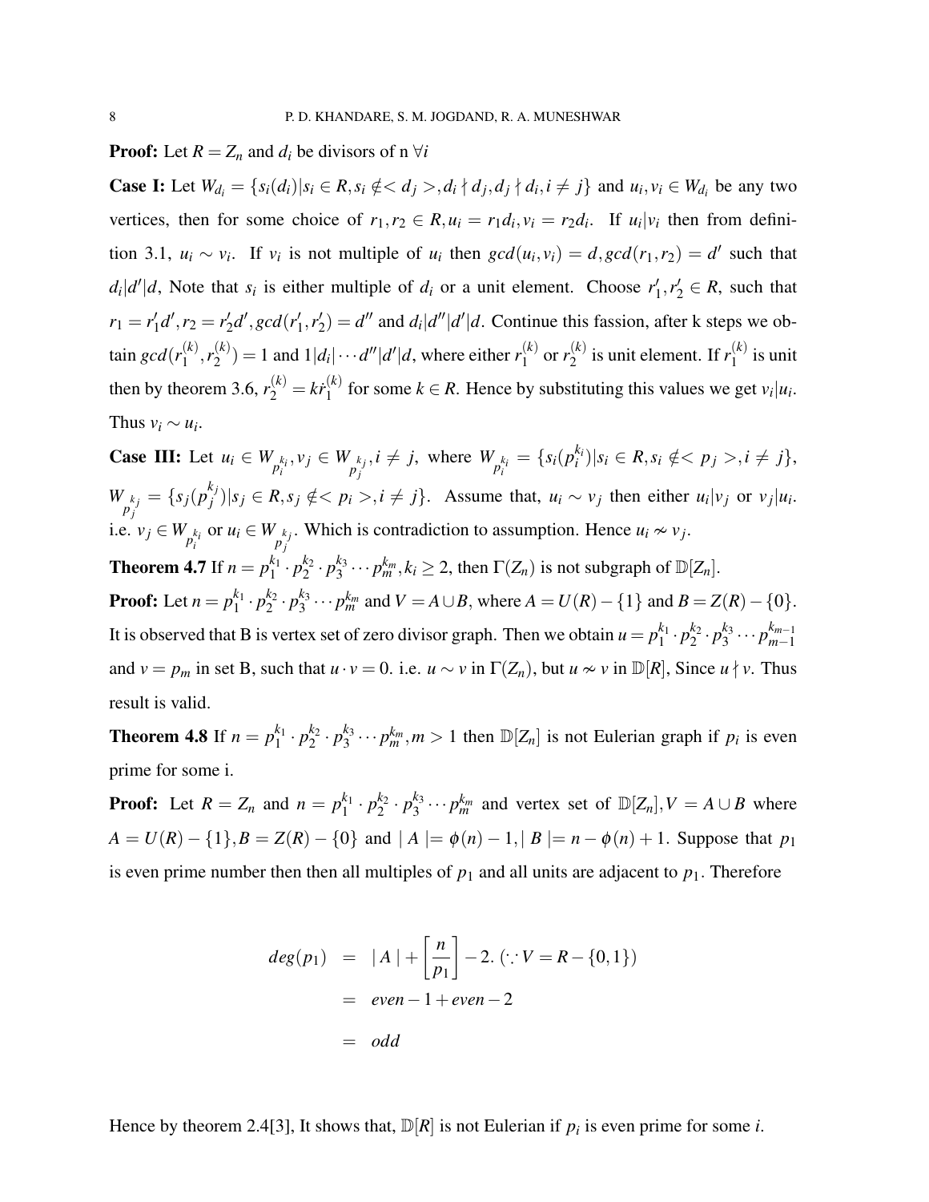**Proof:** Let $R = Z_n$ and $d_i$ be divisors of n $\forall i$

**Case I:** Let $W_{d_i} = \{s_i(d_i) | s_i \in R, s_i \notin <d_j>, d_i \nmid d_j, d_j \nmid d_i, i \neq j\}$ and $u_i, v_i \in W_{d_i}$ be any two vertices, then for some choice of $r_1, r_2 \in R, u_i = r_1 d_i, v_i = r_2 d_i$. If $u_i | v_i$ then from definition 3.1, $u_i \sim v_i$. If $v_i$ is not multiple of $u_i$ then $gcd(u_i, v_i) = d, gcd(r_1, r_2) = d'$ such that $d_i | d' | d$, Note that $s_i$ is either multiple of $d_i$ or a unit element. Choose $r_1', r_2' \in R$, such that $r_1 = r_1' d', r_2 = r_2' d', gcd(r_1', r_2') = d''$ and $d_i | d'' | d' | d$. Continue this fassion, after k steps we obtain $gcd(r_1^{(k)}, r_2^{(k)}) = 1$ and $1 | d_i | \cdots d'' | d' | d$, where either $r_1^{(k)}$ or $r_2^{(k)}$ is unit element. If $r_1^{(k)}$ is unit then by theorem 3.6, $r_2^{(k)} = k \dot{r}_1^{(k)}$ for some $k \in R$. Hence by substituting this values we get $v_i | u_i$. Thus $v_i \sim u_i$.

**Case III:** Let $u_i \in W_{p_i^{k_i}}, v_j \in W_{p_j^{k_j}}, i \neq j$, where $W_{p_i^{k_i}} = \{s_i(p_i^{k_i}) | s_i \in R, s_i \notin <p_j>, i \neq j\}$, $W_{p_j^{k_j}} = \{s_j(p_j^{k_j}) | s_j \in R, s_j \notin <p_i>, i \neq j\}$. Assume that, $u_i \sim v_j$ then either $u_i | v_j$ or $v_j | u_i$. i.e. $v_j \in W_{p_i^{k_i}}$ or $u_i \in W_{p_j^{k_j}}$. Which is contradiction to assumption. Hence $u_i \nsim v_j$.

**Theorem 4.7** If $n = p_1^{k_1} \cdot p_2^{k_2} \cdot p_3^{k_3} \cdots p_m^{k_m}, k_i \geq 2$, then $\Gamma(Z_n)$ is not subgraph of $\mathbb{D}[Z_n]$.

**Proof:** Let $n = p_1^{k_1} \cdot p_2^{k_2} \cdot p_3^{k_3} \cdots p_m^{k_m}$ and $V = A \cup B$, where $A = U(R) - \{1\}$ and $B = Z(R) - \{0\}$. It is observed that B is vertex set of zero divisor graph. Then we obtain $u = p_1^{k_1} \cdot p_2^{k_2} \cdot p_3^{k_3} \cdots p_{m-1}^{k_{m-1}}$ and $v = p_m$ in set B, such that $u \cdot v = 0$. i.e. $u \sim v$ in $\Gamma(Z_n)$, but $u \nsim v$ in $\mathbb{D}[R]$, Since $u \nmid v$. Thus result is valid.

**Theorem 4.8** If $n = p_1^{k_1} \cdot p_2^{k_2} \cdot p_3^{k_3} \cdots p_m^{k_m}, m > 1$ then $\mathbb{D}[Z_n]$ is not Eulerian graph if $p_i$ is even prime for some i.

**Proof:** Let $R = Z_n$ and $n = p_1^{k_1} \cdot p_2^{k_2} \cdot p_3^{k_3} \cdots p_m^{k_m}$ and vertex set of $\mathbb{D}[Z_n], V = A \cup B$ where $A = U(R) - \{1\}, B = Z(R) - \{0\}$ and $|A| = \phi(n) - 1, |B| = n - \phi(n) + 1$. Suppose that $p_1$ is even prime number then then all multiples of $p_1$ and all units are adjacent to $p_1$. Therefore

$$
\begin{aligned}
deg(p_1) &= |A| + \left[\frac{n}{p_1}\right] - 2. \ (\because V = R - \{0, 1\}) \\
&= even - 1 + even - 2 \\
&= odd
\end{aligned}
$$

Hence by theorem 2.4[3], It shows that, $\mathbb{D}[R]$ is not Eulerian if $p_i$ is even prime for some $i$.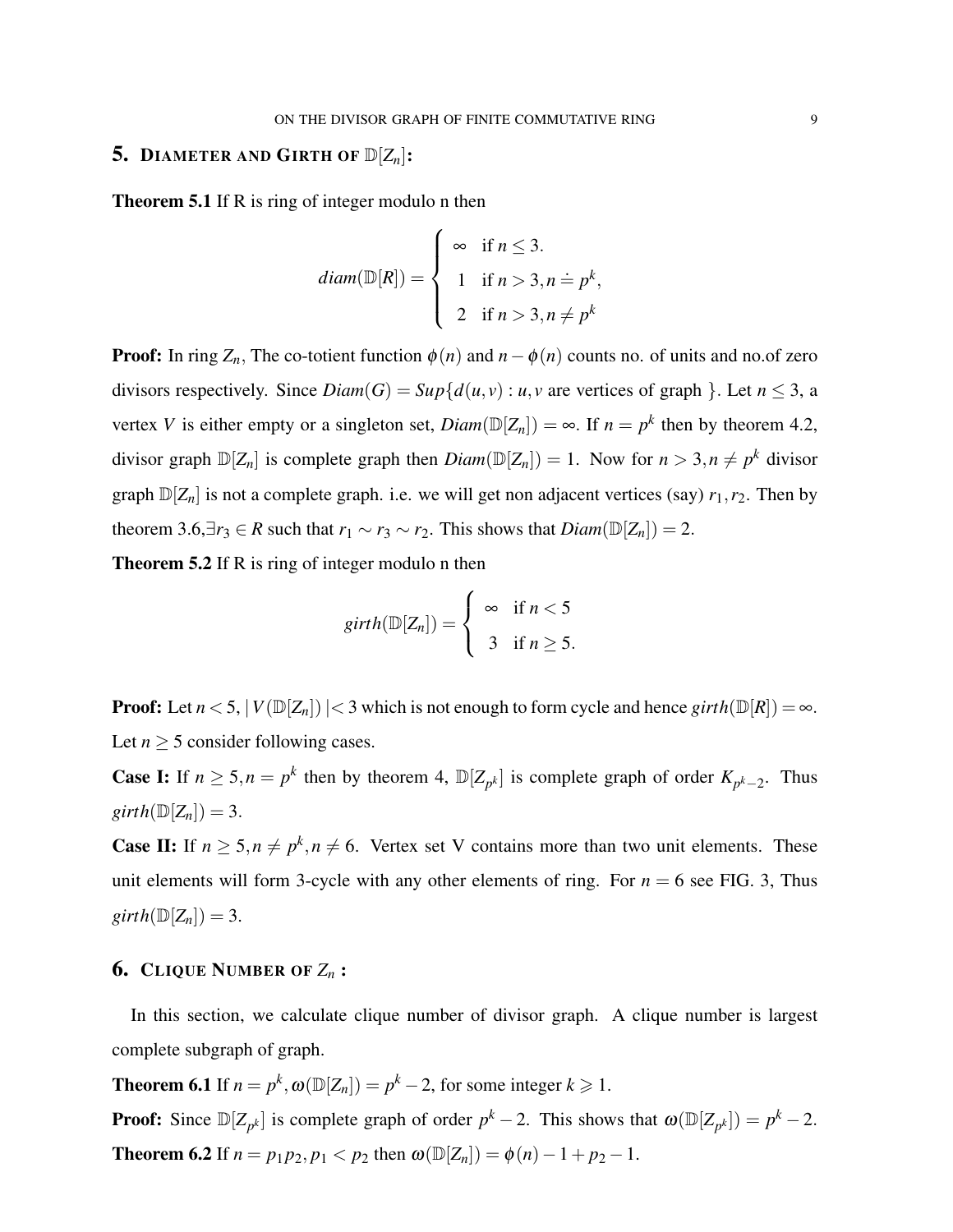## 5. DIAMETER AND GIRTH OF $\mathbb{D}[Z_n]$:

**Theorem 5.1** If R is ring of integer modulo n then

$$diam(\mathbb{D}[R]) = \begin{cases} \infty & \text{if } n \leq 3. \\ 1 & \text{if } n > 3, n \doteq p^k, \\ 2 & \text{if } n > 3, n \neq p^k \end{cases}$$

**Proof:** In ring $Z_n$, The co-totient function $\phi(n)$ and $n - \phi(n)$ counts no. of units and no.of zero divisors respectively. Since $Diam(G) = Sup\{d(u,v) : u,v \text{ are vertices of graph }\}$. Let $n \leq 3$, a vertex $V$ is either empty or a singleton set, $Diam(\mathbb{D}[Z_n]) = \infty$. If $n = p^k$ then by theorem 4.2, divisor graph $\mathbb{D}[Z_n]$ is complete graph then $Diam(\mathbb{D}[Z_n]) = 1$. Now for $n > 3, n \neq p^k$ divisor graph $\mathbb{D}[Z_n]$ is not a complete graph. i.e. we will get non adjacent vertices (say) $r_1, r_2$. Then by theorem 3.6,$\exists r_3 \in R$ such that $r_1 \sim r_3 \sim r_2$. This shows that $Diam(\mathbb{D}[Z_n]) = 2$.

**Theorem 5.2** If R is ring of integer modulo n then

$$girth(\mathbb{D}[Z_n]) = \begin{cases} \infty & \text{if } n < 5 \\ 3 & \text{if } n \geq 5. \end{cases}$$

**Proof:** Let $n < 5$, $\mid V(\mathbb{D}[Z_n]) \mid < 3$ which is not enough to form cycle and hence $girth(\mathbb{D}[R]) = \infty$. Let $n \geq 5$ consider following cases.

**Case I:** If $n \geq 5, n = p^k$ then by theorem 4, $\mathbb{D}[Z_{p^k}]$ is complete graph of order $K_{p^k-2}$. Thus $girth(\mathbb{D}[Z_n]) = 3$.

**Case II:** If $n \geq 5, n \neq p^k, n \neq 6$. Vertex set V contains more than two unit elements. These unit elements will form 3-cycle with any other elements of ring. For $n = 6$ see FIG. 3, Thus $girth(\mathbb{D}[Z_n]) = 3$.

## 6. CLIQUE NUMBER OF $Z_n$ :

In this section, we calculate clique number of divisor graph. A clique number is largest complete subgraph of graph.

**Theorem 6.1** If $n = p^k, \omega(\mathbb{D}[Z_n]) = p^k - 2$, for some integer $k \geqslant 1$.

**Proof:** Since $\mathbb{D}[Z_{p^k}]$ is complete graph of order $p^k - 2$. This shows that $\omega(\mathbb{D}[Z_{p^k}]) = p^k - 2$.

**Theorem 6.2** If $n = p_1 p_2, p_1 < p_2$ then $\omega(\mathbb{D}[Z_n]) = \phi(n) - 1 + p_2 - 1$.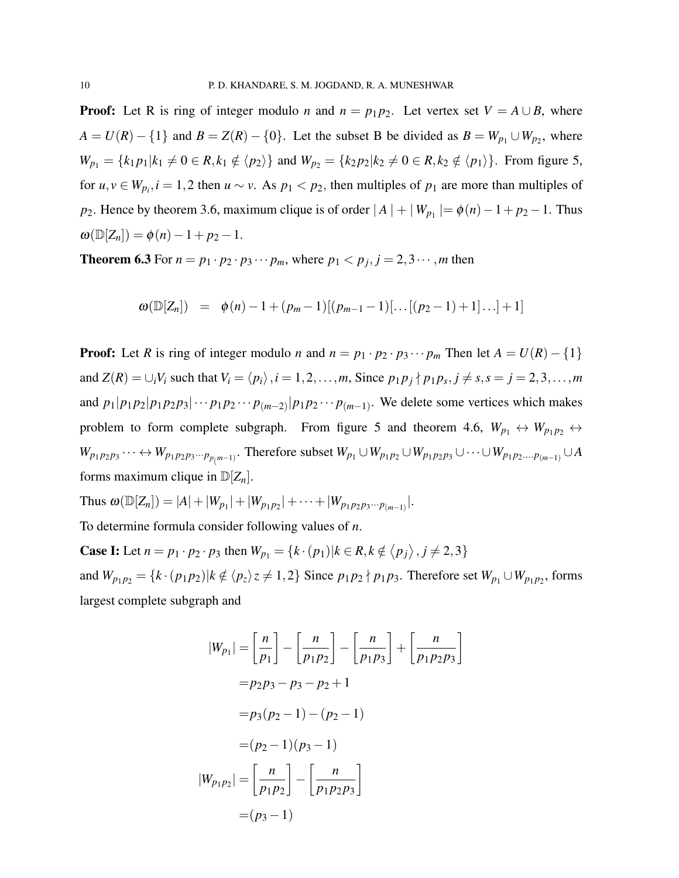**Proof:** Let R is ring of integer modulo $n$ and $n = p_1p_2$. Let vertex set $V = A \cup B$, where $A = U(R) - \{1\}$ and $B = Z(R) - \{0\}$. Let the subset B be divided as $B = W_{p_1} \cup W_{p_2}$, where $W_{p_1} = \{k_1p_1 | k_1 \neq 0 \in R, k_1 \notin \langle p_2 \rangle\}$ and $W_{p_2} = \{k_2p_2 | k_2 \neq 0 \in R, k_2 \notin \langle p_1 \rangle\}$. From figure 5, for $u, v \in W_{p_i}, i = 1, 2$ then $u \sim v$. As $p_1 < p_2$, then multiples of $p_1$ are more than multiples of $p_2$. Hence by theorem 3.6, maximum clique is of order $|A| + |W_{p_1}| = \phi(n) - 1 + p_2 - 1$. Thus $\omega(\mathbb{D}[Z_n]) = \phi(n) - 1 + p_2 - 1$.

**Theorem 6.3** For $n = p_1 \cdot p_2 \cdot p_3 \cdots p_m$, where $p_1 < p_j, j = 2, 3 \cdots, m$ then

$$\omega(\mathbb{D}[Z_n]) \quad = \quad \phi(n) - 1 + (p_m - 1)[(p_{m-1} - 1)[\ldots[(p_2 - 1) + 1]\ldots] + 1]$$

**Proof:** Let $R$ is ring of integer modulo $n$ and $n = p_1 \cdot p_2 \cdot p_3 \cdots p_m$ Then let $A = U(R) - \{1\}$ and $Z(R) = \cup_i V_i$ such that $V_i = \langle p_i \rangle, i = 1, 2, \ldots, m$, Since $p_1p_j \nmid p_1p_s, j \neq s, s = j = 2, 3, \ldots, m$ and $p_1 | p_1p_2 | p_1p_2p_3 | \cdots p_1p_2 \cdots p_{(m-2)} | p_1p_2 \cdots p_{(m-1)}$. We delete some vertices which makes problem to form complete subgraph. From figure 5 and theorem 4.6, $W_{p_1} \leftrightarrow W_{p_1p_2} \leftrightarrow W_{p_1p_2p_3} \cdots \leftrightarrow W_{p_1p_2p_3 \cdots p_{p_{(m-1)}}}$. Therefore subset $W_{p_1} \cup W_{p_1p_2} \cup W_{p_1p_2p_3} \cup \cdots \cup W_{p_1p_2 \ldots p_{(m-1)}} \cup A$ forms maximum clique in $\mathbb{D}[Z_n]$.

Thus $\omega(\mathbb{D}[Z_n]) = |A| + |W_{p_1}| + |W_{p_1p_2}| + \cdots + |W_{p_1p_2p_3 \cdots p_{(m-1)}}|$.

To determine formula consider following values of $n$.

**Case I:** Let $n = p_1 \cdot p_2 \cdot p_3$ then $W_{p_1} = \{k \cdot (p_1) | k \in R, k \notin \langle p_j \rangle, j \neq 2, 3\}$
and $W_{p_1p_2} = \{k \cdot (p_1p_2) | k \notin \langle p_z \rangle z \neq 1, 2\}$ Since $p_1p_2 \nmid p_1p_3$. Therefore set $W_{p_1} \cup W_{p_1p_2}$, forms largest complete subgraph and

$$
\begin{aligned}
|W_{p_1}| &= \left[\frac{n}{p_1}\right] - \left[\frac{n}{p_1p_2}\right] - \left[\frac{n}{p_1p_3}\right] + \left[\frac{n}{p_1p_2p_3}\right] \\
&= p_2p_3 - p_3 - p_2 + 1 \\
&= p_3(p_2 - 1) - (p_2 - 1) \\
&= (p_2 - 1)(p_3 - 1) \\
|W_{p_1p_2}| &= \left[\frac{n}{p_1p_2}\right] - \left[\frac{n}{p_1p_2p_3}\right] \\
&= (p_3 - 1)
\end{aligned}
$$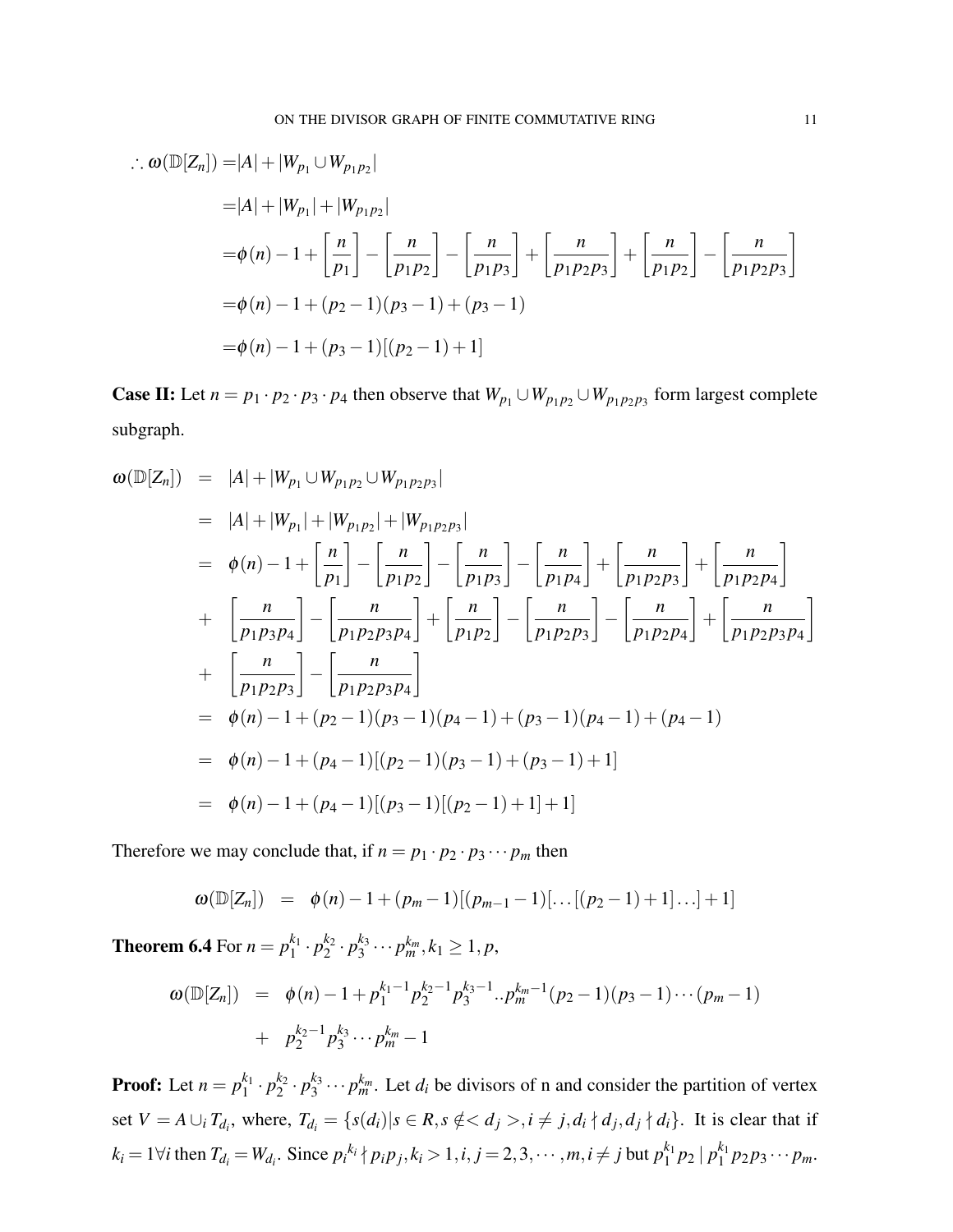$$
\begin{aligned}
\therefore \omega(\mathbb{D}[Z_n]) =& |A| + |W_{p_1} \cup W_{p_1p_2}| \\
=& |A| + |W_{p_1}| + |W_{p_1p_2}| \\
=& \phi(n) - 1 + \left[\frac{n}{p_1}\right] - \left[\frac{n}{p_1p_2}\right] - \left[\frac{n}{p_1p_3}\right] + \left[\frac{n}{p_1p_2p_3}\right] + \left[\frac{n}{p_1p_2}\right] - \left[\frac{n}{p_1p_2p_3}\right] \\
=& \phi(n) - 1 + (p_2 - 1)(p_3 - 1) + (p_3 - 1) \\
=& \phi(n) - 1 + (p_3 - 1)[(p_2 - 1) + 1]
\end{aligned}
$$

**Case II:** Let $n = p_1 \cdot p_2 \cdot p_3 \cdot p_4$ then observe that $W_{p_1} \cup W_{p_1p_2} \cup W_{p_1p_2p_3}$ form largest complete subgraph.

$$
\begin{aligned}
\omega(\mathbb{D}[Z_n]) &= |A| + |W_{p_1} \cup W_{p_1p_2} \cup W_{p_1p_2p_3}| \\
&= |A| + |W_{p_1}| + |W_{p_1p_2}| + |W_{p_1p_2p_3}| \\
&= \phi(n) - 1 + \left[\frac{n}{p_1}\right] - \left[\frac{n}{p_1p_2}\right] - \left[\frac{n}{p_1p_3}\right] - \left[\frac{n}{p_1p_4}\right] + \left[\frac{n}{p_1p_2p_3}\right] + \left[\frac{n}{p_1p_2p_4}\right] \\
&+ \left[\frac{n}{p_1p_3p_4}\right] - \left[\frac{n}{p_1p_2p_3p_4}\right] + \left[\frac{n}{p_1p_2}\right] - \left[\frac{n}{p_1p_2p_3}\right] - \left[\frac{n}{p_1p_2p_4}\right] + \left[\frac{n}{p_1p_2p_3p_4}\right] \\
&+ \left[\frac{n}{p_1p_2p_3}\right] - \left[\frac{n}{p_1p_2p_3p_4}\right] \\
&= \phi(n) - 1 + (p_2 - 1)(p_3 - 1)(p_4 - 1) + (p_3 - 1)(p_4 - 1) + (p_4 - 1) \\
&= \phi(n) - 1 + (p_4 - 1)[(p_2 - 1)(p_3 - 1) + (p_3 - 1) + 1] \\
&= \phi(n) - 1 + (p_4 - 1)[(p_3 - 1)[(p_2 - 1) + 1] + 1]
\end{aligned}
$$

Therefore we may conclude that, if $n = p_1 \cdot p_2 \cdot p_3 \cdots p_m$ then

$$
\omega(\mathbb{D}[Z_n]) = \phi(n) - 1 + (p_m - 1)[(p_{m-1} - 1)[\ldots[(p_2 - 1) + 1]\ldots] + 1]
$$

**Theorem 6.4** For $n = p_1^{k_1} \cdot p_2^{k_2} \cdot p_3^{k_3} \cdots p_m^{k_m}, k_1 \geq 1, p,$

$$
\begin{aligned}
\omega(\mathbb{D}[Z_n]) &= \phi(n) - 1 + p_1^{k_1-1} p_2^{k_2-1} p_3^{k_3-1} .. p_m^{k_m-1} (p_2 - 1)(p_3 - 1) \cdots (p_m - 1) \\
&+ p_2^{k_2-1} p_3^{k_3} \cdots p_m^{k_m} - 1
\end{aligned}
$$

**Proof:** Let $n = p_1^{k_1} \cdot p_2^{k_2} \cdot p_3^{k_3} \cdots p_m^{k_m}$. Let $d_i$ be divisors of n and consider the partition of vertex set $V = A \cup_i T_{d_i}$, where, $T_{d_i} = \{s(d_i) | s \in R, s \notin < d_j >, i \neq j, d_i \nmid d_j, d_j \nmid d_i\}$. It is clear that if $k_i = 1 \forall i$ then $T_{d_i} = W_{d_i}$. Since ${p_i}^{k_i} \nmid p_i p_j, k_i > 1, i, j = 2, 3, \cdots, m, i \neq j$ but $p_1^{k_1} p_2 \mid p_1^{k_1} p_2 p_3 \cdots p_m$.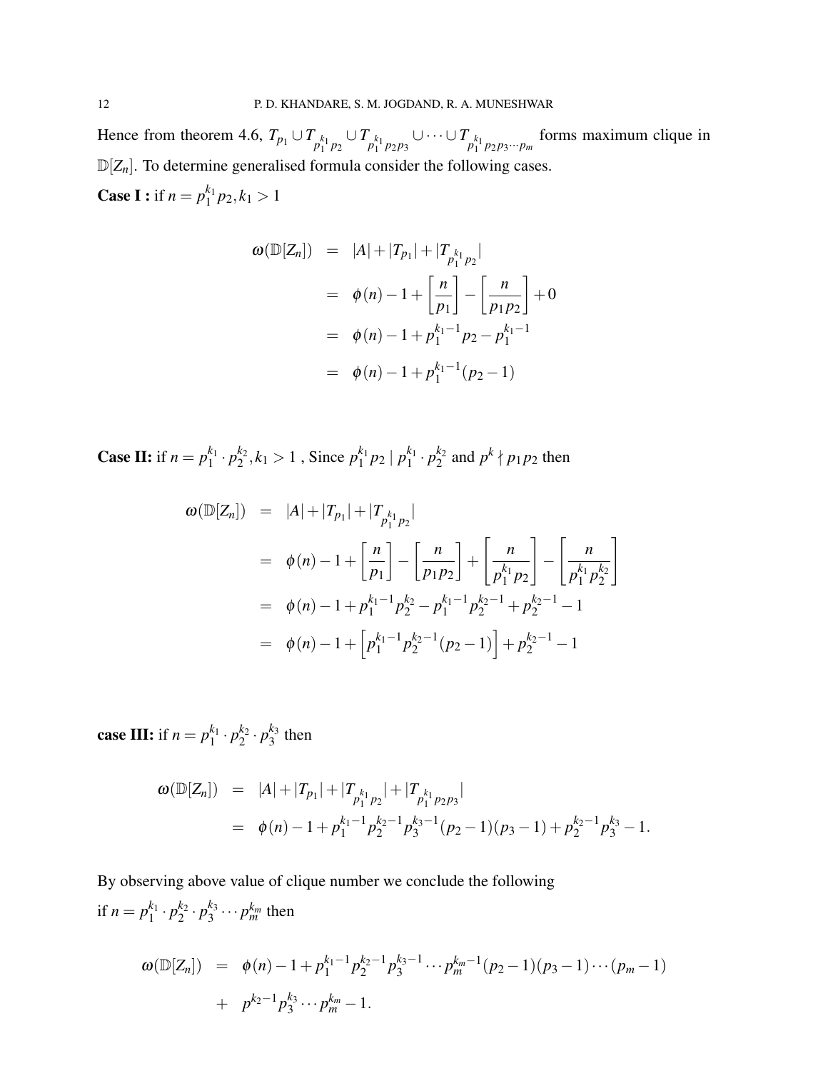Hence from theorem 4.6, $T_{p_1} \cup T_{p_1^{k_1} p_2} \cup T_{p_1^{k_1} p_2 p_3} \cup \cdots \cup T_{p_1^{k_1} p_2 p_3 \cdots p_m}$ forms maximum clique in $\mathbb{D}[Z_n]$. To determine generalised formula consider the following cases.

**Case I :** if $n = p_1^{k_1} p_2, k_1 > 1$

$$
\begin{aligned}
\omega(\mathbb{D}[Z_n]) &= |A| + |T_{p_1}| + |T_{p_1^{k_1} p_2}| \\
&= \phi(n) - 1 + \left[\frac{n}{p_1}\right] - \left[\frac{n}{p_1 p_2}\right] + 0 \\
&= \phi(n) - 1 + p_1^{k_1 - 1} p_2 - p_1^{k_1 - 1} \\
&= \phi(n) - 1 + p_1^{k_1 - 1}(p_2 - 1)
\end{aligned}
$$

**Case II:** if $n = p_1^{k_1} \cdot p_2^{k_2}, k_1 > 1$ , Since $p_1^{k_1} p_2 \mid p_1^{k_1} \cdot p_2^{k_2}$ and $p^k \nmid p_1 p_2$ then

$$
\begin{aligned}
\omega(\mathbb{D}[Z_n]) &= |A| + |T_{p_1}| + |T_{p_1^{k_1} p_2}| \\
&= \phi(n) - 1 + \left[\frac{n}{p_1}\right] - \left[\frac{n}{p_1 p_2}\right] + \left[\frac{n}{p_1^{k_1} p_2}\right] - \left[\frac{n}{p_1^{k_1} p_2^{k_2}}\right] \\
&= \phi(n) - 1 + p_1^{k_1 - 1} p_2^{k_2} - p_1^{k_1 - 1} p_2^{k_2 - 1} + p_2^{k_2 - 1} - 1 \\
&= \phi(n) - 1 + \left[p_1^{k_1 - 1} p_2^{k_2 - 1}(p_2 - 1)\right] + p_2^{k_2 - 1} - 1
\end{aligned}
$$

**case III:** if $n = p_1^{k_1} \cdot p_2^{k_2} \cdot p_3^{k_3}$ then

$$
\begin{aligned}
\omega(\mathbb{D}[Z_n]) &= |A| + |T_{p_1}| + |T_{p_1^{k_1} p_2}| + |T_{p_1^{k_1} p_2 p_3}| \\
&= \phi(n) - 1 + p_1^{k_1 - 1} p_2^{k_2 - 1} p_3^{k_3 - 1}(p_2 - 1)(p_3 - 1) + p_2^{k_2 - 1} p_3^{k_3} - 1.
\end{aligned}
$$

By observing above value of clique number we conclude the following
if $n = p_1^{k_1} \cdot p_2^{k_2} \cdot p_3^{k_3} \cdots p_m^{k_m}$ then

$$
\begin{aligned}
\omega(\mathbb{D}[Z_n]) &= \phi(n) - 1 + p_1^{k_1 - 1} p_2^{k_2 - 1} p_3^{k_3 - 1} \cdots p_m^{k_m - 1}(p_2 - 1)(p_3 - 1) \cdots (p_m - 1) \\
&+ \quad p^{k_2 - 1} p_3^{k_3} \cdots p_m^{k_m} - 1.
\end{aligned}
$$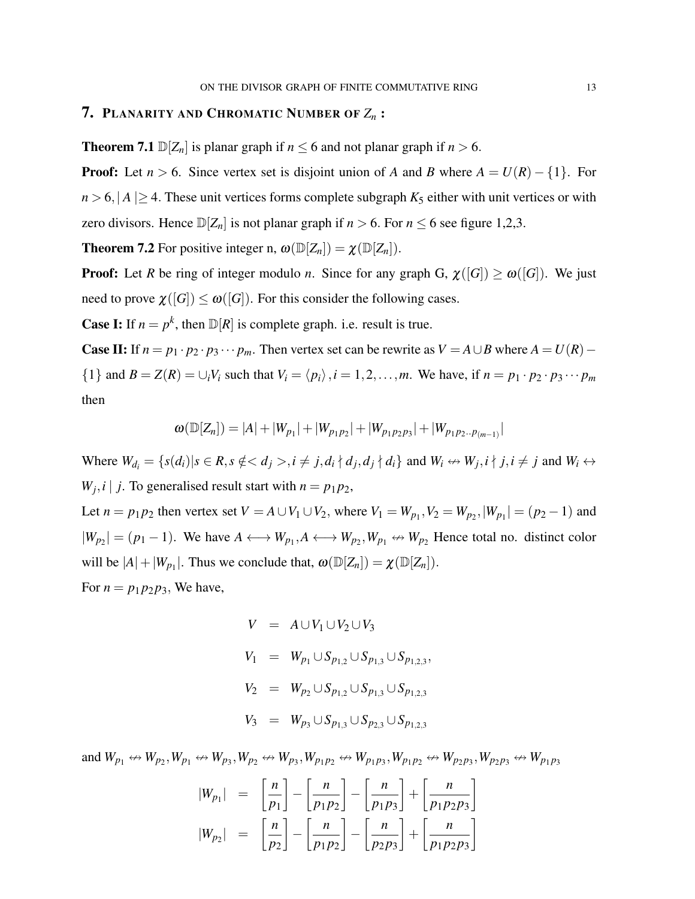## 7. Planarity and Chromatic Number of $Z_n$ :

**Theorem 7.1** $\mathbb{D}[Z_n]$ is planar graph if $n \leq 6$ and not planar graph if $n > 6$.

**Proof:** Let $n > 6$. Since vertex set is disjoint union of $A$ and $B$ where $A = U(R) - \{1\}$. For $n > 6, \mid A \mid \geq 4$. These unit vertices forms complete subgraph $K_5$ either with unit vertices or with zero divisors. Hence $\mathbb{D}[Z_n]$ is not planar graph if $n > 6$. For $n \leq 6$ see figure 1,2,3.

**Theorem 7.2** For positive integer n, $\omega(\mathbb{D}[Z_n]) = \chi(\mathbb{D}[Z_n])$.

**Proof:** Let $R$ be ring of integer modulo $n$. Since for any graph G, $\chi([G]) \geq \omega([G])$. We just need to prove $\chi([G]) \leq \omega([G])$. For this consider the following cases.

**Case I:** If $n = p^k$, then $\mathbb{D}[R]$ is complete graph. i.e. result is true.

**Case II:** If $n = p_1 \cdot p_2 \cdot p_3 \cdots p_m$. Then vertex set can be rewrite as $V = A \cup B$ where $A = U(R) - \{1\}$ and $B = Z(R) = \cup_i V_i$ such that $V_i = \langle p_i \rangle, i = 1, 2, \ldots, m$. We have, if $n = p_1 \cdot p_2 \cdot p_3 \cdots p_m$ then

$$\omega(\mathbb{D}[Z_n]) = |A| + |W_{p_1}| + |W_{p_1 p_2}| + |W_{p_1 p_2 p_3}| + |W_{p_1 p_2 .. p_{(m-1)}}|$$

Where $W_{d_i} = \{s(d_i) | s \in R, s \notin < d_j >, i \neq j, d_i \nmid d_j, d_j \nmid d_i\}$ and $W_i \not\leftrightarrow W_j, i \nmid j, i \neq j$ and $W_i \leftrightarrow W_j, i \mid j$. To generalised result start with $n = p_1 p_2$,

Let $n = p_1 p_2$ then vertex set $V = A \cup V_1 \cup V_2$, where $V_1 = W_{p_1}, V_2 = W_{p_2}, |W_{p_1}| = (p_2 - 1)$ and $|W_{p_2}| = (p_1 - 1)$. We have $A \longleftrightarrow W_{p_1}, A \longleftrightarrow W_{p_2}, W_{p_1} \not\leftrightarrow W_{p_2}$ Hence total no. distinct color will be $|A| + |W_{p_1}|$. Thus we conclude that, $\omega(\mathbb{D}[Z_n]) = \chi(\mathbb{D}[Z_n])$.

For $n = p_1 p_2 p_3$, We have,

$$\begin{aligned}
V &= A \cup V_1 \cup V_2 \cup V_3 \\
V_1 &= W_{p_1} \cup S_{p_{1,2}} \cup S_{p_{1,3}} \cup S_{p_{1,2,3}}, \\
V_2 &= W_{p_2} \cup S_{p_{1,2}} \cup S_{p_{1,3}} \cup S_{p_{1,2,3}} \\
V_3 &= W_{p_3} \cup S_{p_{1,3}} \cup S_{p_{2,3}} \cup S_{p_{1,2,3}}
\end{aligned}$$

and $W_{p_1} \not\leftrightarrow W_{p_2}, W_{p_1} \not\leftrightarrow W_{p_3}, W_{p_2} \not\leftrightarrow W_{p_3}, W_{p_1 p_2} \not\leftrightarrow W_{p_1 p_3}, W_{p_1 p_2} \not\leftrightarrow W_{p_2 p_3}, W_{p_2 p_3} \not\leftrightarrow W_{p_1 p_3}$

$$\begin{aligned}
|W_{p_1}| &= \left[\frac{n}{p_1}\right] - \left[\frac{n}{p_1 p_2}\right] - \left[\frac{n}{p_1 p_3}\right] + \left[\frac{n}{p_1 p_2 p_3}\right] \\
|W_{p_2}| &= \left[\frac{n}{p_2}\right] - \left[\frac{n}{p_1 p_2}\right] - \left[\frac{n}{p_2 p_3}\right] + \left[\frac{n}{p_1 p_2 p_3}\right]
\end{aligned}$$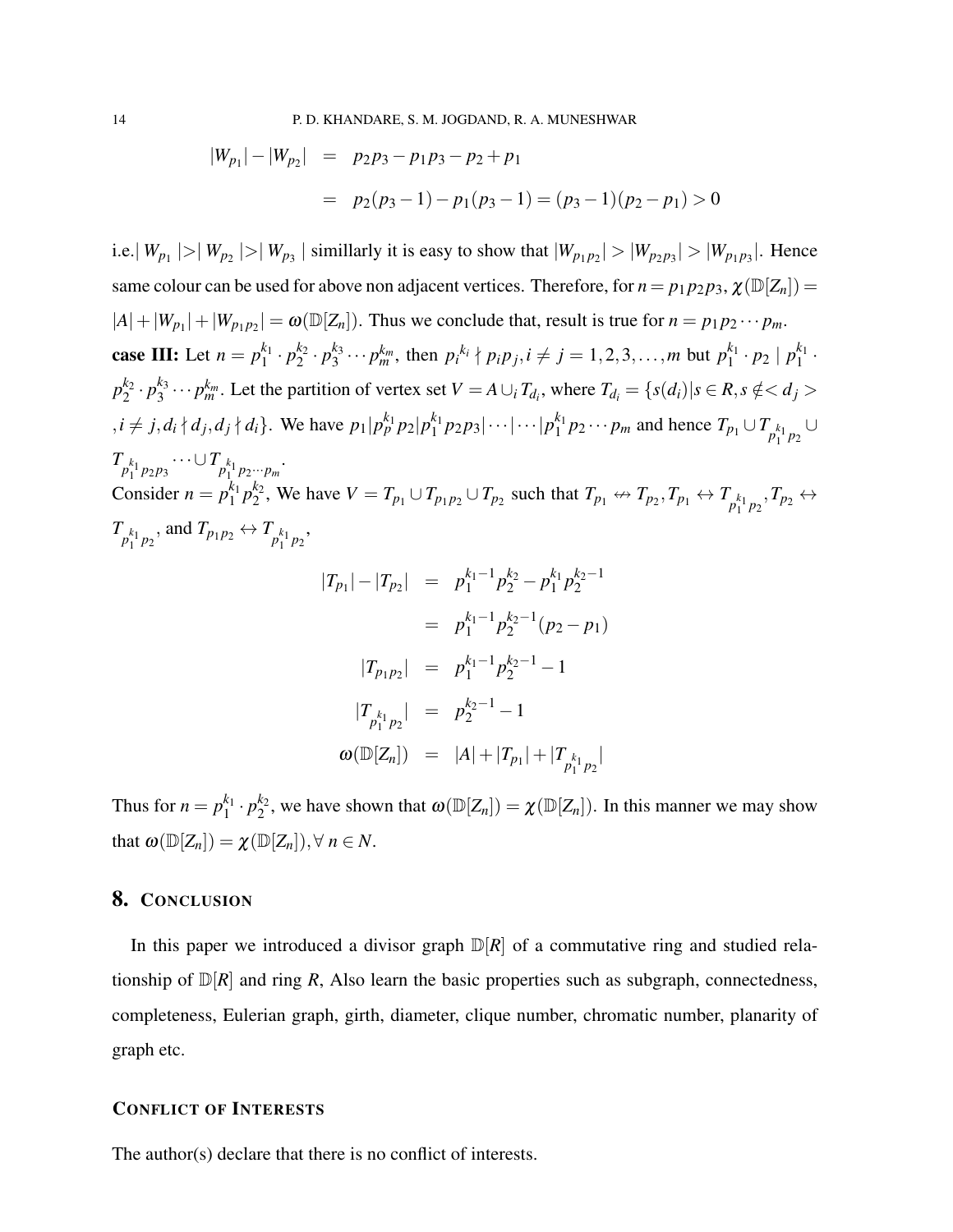$$
\begin{aligned}
|W_{p_1}| - |W_{p_2}| &= p_2p_3 - p_1p_3 - p_2 + p_1 \\
&= p_2(p_3-1) - p_1(p_3-1) = (p_3-1)(p_2-p_1) > 0
\end{aligned}
$$

i.e.$| W_{p_1} |>| W_{p_2} |>| W_{p_3} |$ simillarly it is easy to show that $|W_{p_1p_2}| > |W_{p_2p_3}| > |W_{p_1p_3}|$. Hence same colour can be used for above non adjacent vertices. Therefore, for $n = p_1p_2p_3$, $\chi(\mathbb{D}[Z_n]) = |A| + |W_{p_1}| + |W_{p_1p_2}| = \omega(\mathbb{D}[Z_n])$. Thus we conclude that, result is true for $n = p_1p_2\cdots p_m$.

**case III:** Let $n = p_1^{k_1} \cdot p_2^{k_2} \cdot p_3^{k_3} \cdots p_m^{k_m}$, then ${p_i}^{k_i} \nmid p_ip_j, i \neq j = 1,2,3,\ldots,m$ but $p_1^{k_1} \cdot p_2 \mid p_1^{k_1} \cdot p_2^{k_2} \cdot p_3^{k_3} \cdots p_m^{k_m}$. Let the partition of vertex set $V = A \cup_i T_{d_i}$, where $T_{d_i} = \{s(d_i) | s \in R, s \notin < d_j >, i \neq j, d_i \nmid d_j, d_j \nmid d_i\}$. We have $p_1 | p_p^{k_1} p_2 | p_1^{k_1} p_2 p_3 | \cdots | \cdots | p_1^{k_1} p_2 \cdots p_m$ and hence $T_{p_1} \cup T_{p_1^{k_1}p_2} \cup T_{p_1^{k_1}p_2p_3} \cdots \cup T_{p_1^{k_1}p_2\cdots p_m}$.

Consider $n = p_1^{k_1} p_2^{k_2}$, We have $V = T_{p_1} \cup T_{p_1p_2} \cup T_{p_2}$ such that $T_{p_1} \not\leftrightarrow T_{p_2}, T_{p_1} \leftrightarrow T_{p_1^{k_1}p_2}, T_{p_2} \leftrightarrow T_{p_1^{k_1}p_2}$, and $T_{p_1p_2} \leftrightarrow T_{p_1^{k_1}p_2}$,

$$
\begin{aligned}
|T_{p_1}| - |T_{p_2}| &= p_1^{k_1-1}p_2^{k_2} - p_1^{k_1}p_2^{k_2-1} \\
&= p_1^{k_1-1}p_2^{k_2-1}(p_2 - p_1) \\
|T_{p_1p_2}| &= p_1^{k_1-1}p_2^{k_2-1} - 1 \\
|T_{p_1^{k_1}p_2}| &= p_2^{k_2-1} - 1 \\
\omega(\mathbb{D}[Z_n]) &= |A| + |T_{p_1}| + |T_{p_1^{k_1}p_2}|
\end{aligned}
$$

Thus for $n = p_1^{k_1} \cdot p_2^{k_2}$, we have shown that $\omega(\mathbb{D}[Z_n]) = \chi(\mathbb{D}[Z_n])$. In this manner we may show that $\omega(\mathbb{D}[Z_n]) = \chi(\mathbb{D}[Z_n]), \forall\, n \in N$.

## 8. Conclusion

In this paper we introduced a divisor graph $\mathbb{D}[R]$ of a commutative ring and studied relationship of $\mathbb{D}[R]$ and ring $R$, Also learn the basic properties such as subgraph, connectedness, completeness, Eulerian graph, girth, diameter, clique number, chromatic number, planarity of graph etc.

### Conflict of Interests

The author(s) declare that there is no conflict of interests.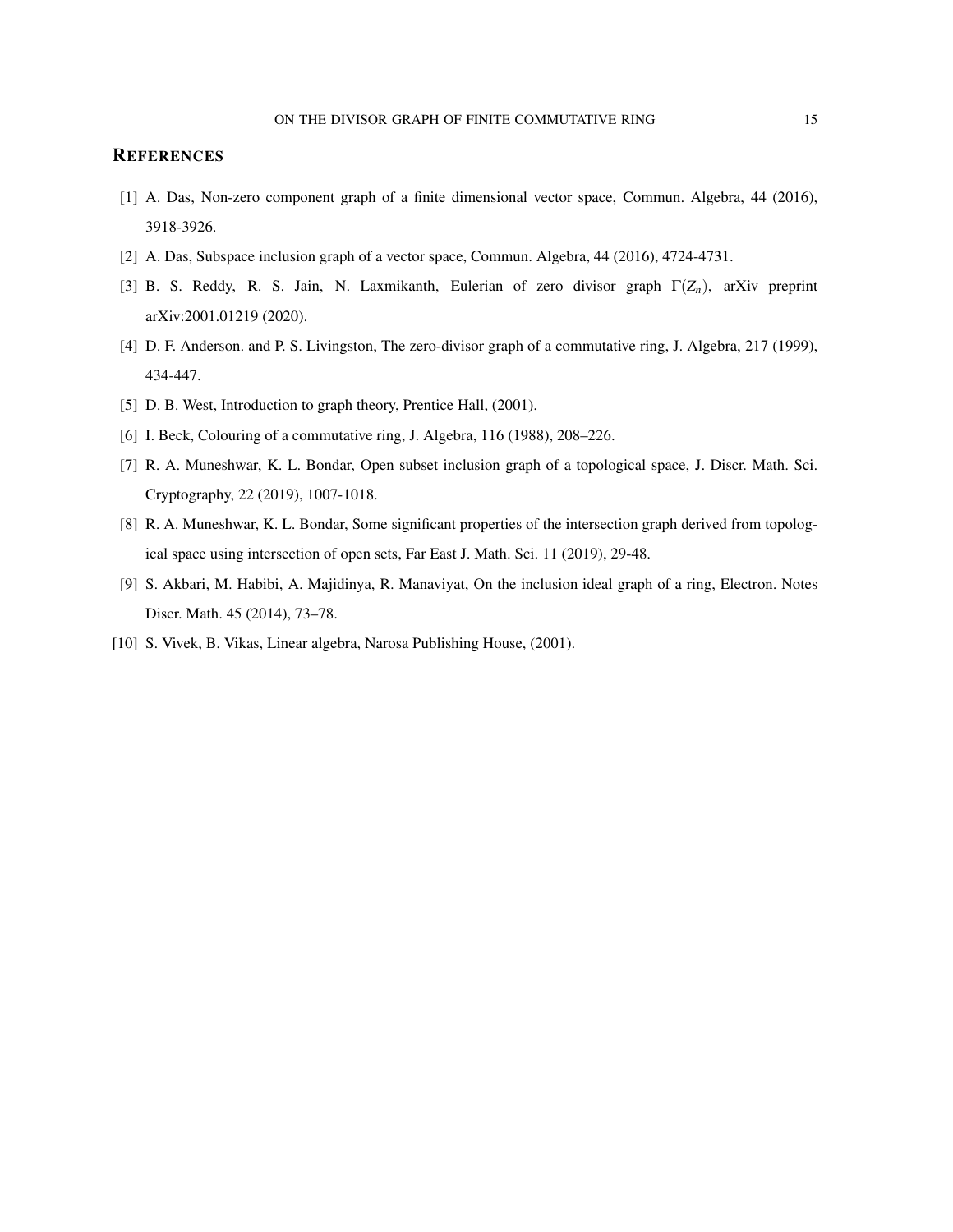## References

[1] A. Das, Non-zero component graph of a finite dimensional vector space, Commun. Algebra, 44 (2016), 3918-3926.

[2] A. Das, Subspace inclusion graph of a vector space, Commun. Algebra, 44 (2016), 4724-4731.

[3] B. S. Reddy, R. S. Jain, N. Laxmikanth, Eulerian of zero divisor graph $\Gamma(Z_n)$, arXiv preprint arXiv:2001.01219 (2020).

[4] D. F. Anderson. and P. S. Livingston, The zero-divisor graph of a commutative ring, J. Algebra, 217 (1999), 434-447.

[5] D. B. West, Introduction to graph theory, Prentice Hall, (2001).

[6] I. Beck, Colouring of a commutative ring, J. Algebra, 116 (1988), 208–226.

[7] R. A. Muneshwar, K. L. Bondar, Open subset inclusion graph of a topological space, J. Discr. Math. Sci. Cryptography, 22 (2019), 1007-1018.

[8] R. A. Muneshwar, K. L. Bondar, Some significant properties of the intersection graph derived from topological space using intersection of open sets, Far East J. Math. Sci. 11 (2019), 29-48.

[9] S. Akbari, M. Habibi, A. Majidinya, R. Manaviyat, On the inclusion ideal graph of a ring, Electron. Notes Discr. Math. 45 (2014), 73–78.

[10] S. Vivek, B. Vikas, Linear algebra, Narosa Publishing House, (2001).